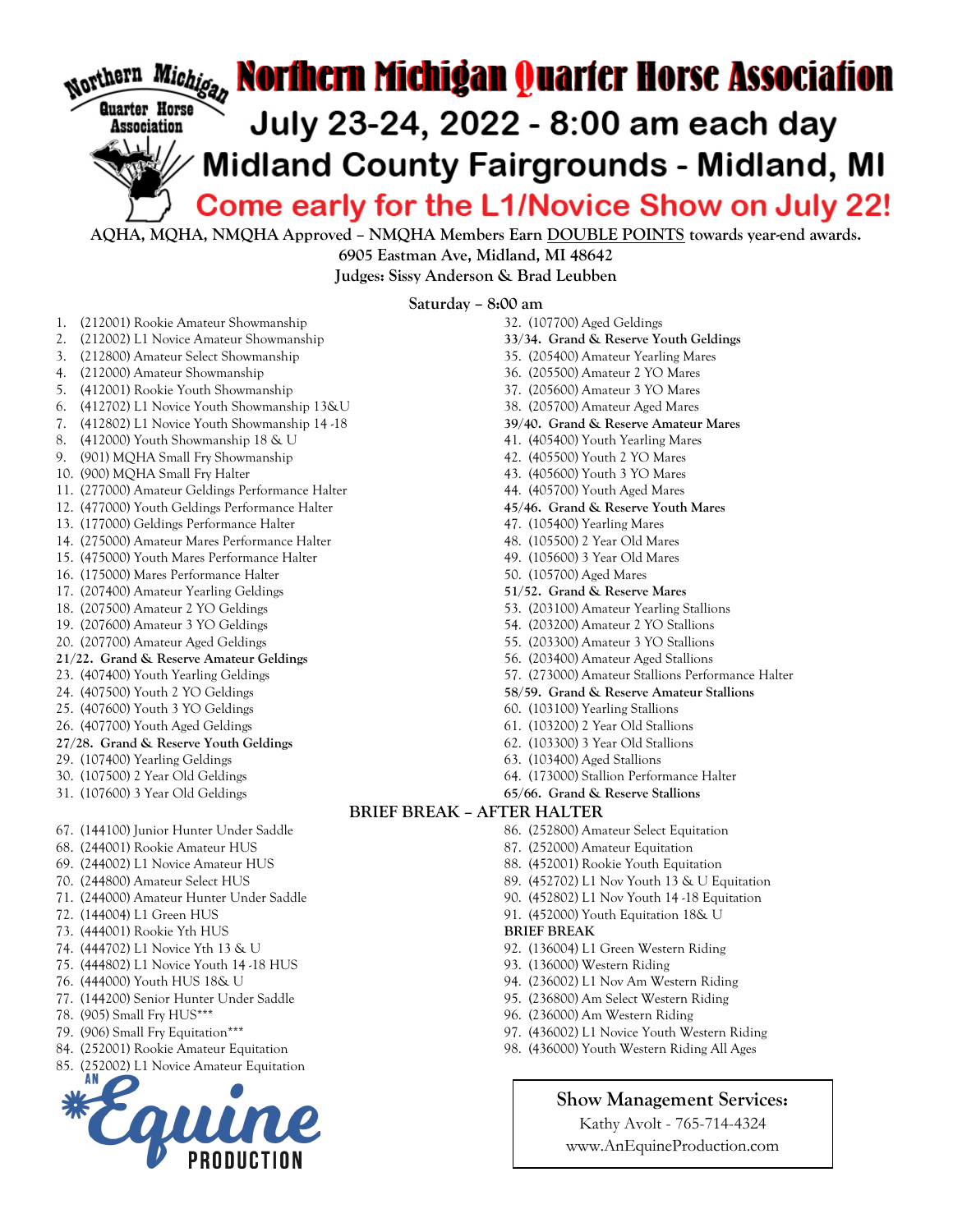# Northern Michigan Quarter Horse Association

## July 23-24, 2022 - 8:00 am each day

## Midland County Fairgrounds - Midland, MI

## Come early for the L1/Novice Show on July 22!

**AQHA, MQHA, NMQHA Approved – NMQHA Members Earn DOUBLE POINTS towards year-end awards.**

**6905 Eastman Ave, Midland, MI 48642**

**Judges: Sissy Anderson & Brad Leubben**

### Saturday – 8:00 am

1. (212001) Rookie Amateur Showmanship
2. (212002) L1 Novice Amateur Showmanship
3. (212800) Amateur Select Showmanship
4. (212000) Amateur Showmanship
5. (412001) Rookie Youth Showmanship
6. (412702) L1 Novice Youth Showmanship 13&U
7. (412802) L1 Novice Youth Showmanship 14 -18
8. (412000) Youth Showmanship 18 & U
9. (901) MQHA Small Fry Showmanship
10. (900) MQHA Small Fry Halter
11. (277000) Amateur Geldings Performance Halter
12. (477000) Youth Geldings Performance Halter
13. (177000) Geldings Performance Halter
14. (275000) Amateur Mares Performance Halter
15. (475000) Youth Mares Performance Halter
16. (175000) Mares Performance Halter
17. (207400) Amateur Yearling Geldings
18. (207500) Amateur 2 YO Geldings
19. (207600) Amateur 3 YO Geldings
20. (207700) Amateur Aged Geldings

**21/22. Grand & Reserve Amateur Geldings**

23. (407400) Youth Yearling Geldings
24. (407500) Youth 2 YO Geldings
25. (407600) Youth 3 YO Geldings
26. (407700) Youth Aged Geldings

**27/28. Grand & Reserve Youth Geldings**

29. (107400) Yearling Geldings
30. (107500) 2 Year Old Geldings
31. (107600) 3 Year Old Geldings
32. (107700) Aged Geldings

**33/34. Grand & Reserve Youth Geldings**

35. (205400) Amateur Yearling Mares
36. (205500) Amateur 2 YO Mares
37. (205600) Amateur 3 YO Mares
38. (205700) Amateur Aged Mares

**39/40. Grand & Reserve Amateur Mares**

41. (405400) Youth Yearling Mares
42. (405500) Youth 2 YO Mares
43. (405600) Youth 3 YO Mares
44. (405700) Youth Aged Mares

**45/46. Grand & Reserve Youth Mares**

47. (105400) Yearling Mares
48. (105500) 2 Year Old Mares
49. (105600) 3 Year Old Mares
50. (105700) Aged Mares

**51/52. Grand & Reserve Mares**

53. (203100) Amateur Yearling Stallions
54. (203200) Amateur 2 YO Stallions
55. (203300) Amateur 3 YO Stallions
56. (203400) Amateur Aged Stallions
57. (273000) Amateur Stallions Performance Halter

**58/59. Grand & Reserve Amateur Stallions**

60. (103100) Yearling Stallions
61. (103200) 2 Year Old Stallions
62. (103300) 3 Year Old Stallions
63. (103400) Aged Stallions
64. (173000) Stallion Performance Halter

**65/66. Grand & Reserve Stallions**

**BRIEF BREAK – AFTER HALTER**

67. (144100) Junior Hunter Under Saddle
68. (244001) Rookie Amateur HUS
69. (244002) L1 Novice Amateur HUS
70. (244800) Amateur Select HUS
71. (244000) Amateur Hunter Under Saddle
72. (144004) L1 Green HUS
73. (444001) Rookie Yth HUS
74. (444702) L1 Novice Yth 13 & U
75. (444802) L1 Novice Youth 14 -18 HUS
76. (444000) Youth HUS 18& U
77. (144200) Senior Hunter Under Saddle
78. (905) Small Fry HUS***
79. (906) Small Fry Equitation***
84. (252001) Rookie Amateur Equitation
85. (252002) L1 Novice Amateur Equitation
86. (252800) Amateur Select Equitation
87. (252000) Amateur Equitation
88. (452001) Rookie Youth Equitation
89. (452702) L1 Nov Youth 13 & U Equitation
90. (452802) L1 Nov Youth 14 -18 Equitation
91. (452000) Youth Equitation 18& U

**BRIEF BREAK**

92. (136004) L1 Green Western Riding
93. (136000) Western Riding
94. (236002) L1 Nov Am Western Riding
95. (236800) Am Select Western Riding
96. (236000) Am Western Riding
97. (436002) L1 Novice Youth Western Riding
98. (436000) Youth Western Riding All Ages

An Equine Production

**Show Management Services:**
Kathy Avolt - 765-714-4324
www.AnEquineProduction.com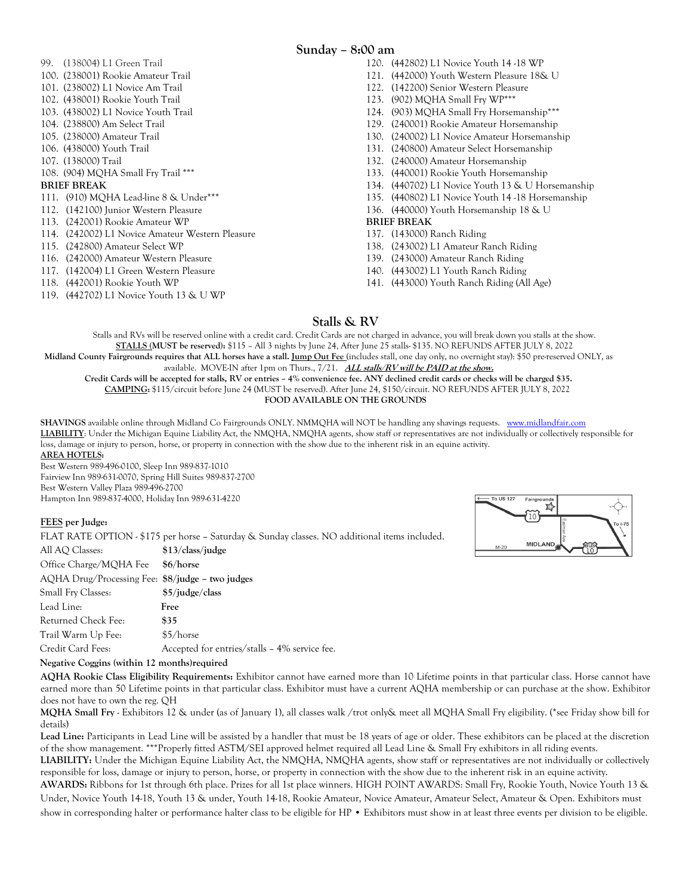## Sunday – 8:00 am

99. (138004) L1 Green Trail
100. (238001) Rookie Amateur Trail
101. (238002) L1 Novice Am Trail
102. (438001) Rookie Youth Trail
103. (438002) L1 Novice Youth Trail
104. (238800) Am Select Trail
105. (238000) Amateur Trail
106. (438000) Youth Trail
107. (138000) Trail
108. (904) MQHA Small Fry Trail ***

**BRIEF BREAK**

111. (910) MQHA Lead-line 8 & Under***
112. (142100) Junior Western Pleasure
113. (242001) Rookie Amateur WP
114. (242002) L1 Novice Amateur Western Pleasure
115. (242800) Amateur Select WP
116. (242000) Amateur Western Pleasure
117. (142004) L1 Green Western Pleasure
118. (442001) Rookie Youth WP
119. (442702) L1 Novice Youth 13 & U WP
120. (442802) L1 Novice Youth 14 -18 WP
121. (442000) Youth Western Pleasure 18& U
122. (142200) Senior Western Pleasure
123. (902) MQHA Small Fry WP***
124. (903) MQHA Small Fry Horsemanship***
129. (240001) Rookie Amateur Horsemanship
130. (240002) L1 Novice Amateur Horsemanship
131. (240800) Amateur Select Horsemanship
132. (240000) Amateur Horsemanship
133. (440001) Rookie Youth Horsemanship
134. (440702) L1 Novice Youth 13 & U Horsemanship
135. (440802) L1 Novice Youth 14 -18 Horsemanship
136. (440000) Youth Horsemanship 18 & U

**BRIEF BREAK**

137. (143000) Ranch Riding
138. (243002) L1 Amateur Ranch Riding
139. (243000) Amateur Ranch Riding
140. (443002) L1 Youth Ranch Riding
141. (443000) Youth Ranch Riding (All Age)

## Stalls & RV

Stalls and RVs will be reserved online with a credit card. Credit Cards are not charged in advance, you will break down you stalls at the show.

**STALLS (MUST be reserved):** $115 – All 3 nights by June 24, After June 25 stalls- $135. NO REFUNDS AFTER JULY 8, 2022

**Midland County Fairgrounds requires that ALL horses have a stall.** **Jump Out Fee** (includes stall, one day only, no overnight stay): $50 pre-reserved ONLY, as available. MOVE-IN after 1pm on Thurs., 7/21. ***ALL stalls/RV will be PAID at the show.***

**Credit Cards will be accepted for stalls, RV or entries – 4% convenience fee. ANY declined credit cards or checks will be charged $35.**

**CAMPING:** $115/circuit before June 24 (MUST be reserved). After June 24, $150/circuit. NO REFUNDS AFTER JULY 8, 2022

**FOOD AVAILABLE ON THE GROUNDS**

**SHAVINGS** available online through Midland Co Fairgrounds ONLY. NMMQHA will NOT be handling any shavings requests. www.midlandfair.com

**LIABILITY**: Under the Michigan Equine Liability Act, the NMQHA, NMQHA agents, show staff or representatives are not individually or collectively responsible for loss, damage or injury to person, horse, or property in connection with the show due to the inherent risk in an equine activity.

**AREA HOTELS:**

Best Western 989-496-0100, Sleep Inn 989-837-1010
Fairview Inn 989-631-0070, Spring Hill Suites 989-837-2700
Best Western Valley Plaza 989-496-2700
Hampton Inn 989-837-4000, Holiday Inn 989-631-4220

To US 127
Fairgrounds
10
Eastman Ave
To I-75
M-20
MIDLAND
BUS 10

**FEES per Judge:**

FLAT RATE OPTION - $175 per horse – Saturday & Sunday classes. NO additional items included.

| | |
|---|---|
| All AQ Classes: | **$13/class/judge** |
| Office Charge/MQHA Fee | **$6/horse** |
| AQHA Drug/Processing Fee: | **$8/judge – two judges** |
| Small Fry Classes: | **$5/judge/class** |
| Lead Line: | **Free** |
| Returned Check Fee: | **$35** |
| Trail Warm Up Fee: | $5/horse |
| Credit Card Fees: | Accepted for entries/stalls – 4% service fee. |

**Negative Coggins (within 12 months)required**

**AQHA Rookie Class Eligibility Requirements:** Exhibitor cannot have earned more than 10 Lifetime points in that particular class. Horse cannot have earned more than 50 Lifetime points in that particular class. Exhibitor must have a current AQHA membership or can purchase at the show. Exhibitor does not have to own the reg. QH

**MQHA Small Fry** - Exhibitors 12 & under (as of January 1), all classes walk /trot only& meet all MQHA Small Fry eligibility. (*see Friday show bill for details)

**Lead Line:** Participants in Lead Line will be assisted by a handler that must be 18 years of age or older. These exhibitors can be placed at the discretion of the show management. ***Properly fitted ASTM/SEI approved helmet required all Lead Line & Small Fry exhibitors in all riding events.

**LIABILITY:** Under the Michigan Equine Liability Act, the NMQHA, NMQHA agents, show staff or representatives are not individually or collectively responsible for loss, damage or injury to person, horse, or property in connection with the show due to the inherent risk in an equine activity.

**AWARDS:** Ribbons for 1st through 6th place. Prizes for all 1st place winners. HIGH POINT AWARDS: Small Fry, Rookie Youth, Novice Youth 13 & Under, Novice Youth 14-18, Youth 13 & under, Youth 14-18, Rookie Amateur, Novice Amateur, Amateur Select, Amateur & Open. Exhibitors must show in corresponding halter or performance halter class to be eligible for HP • Exhibitors must show in at least three events per division to be eligible.